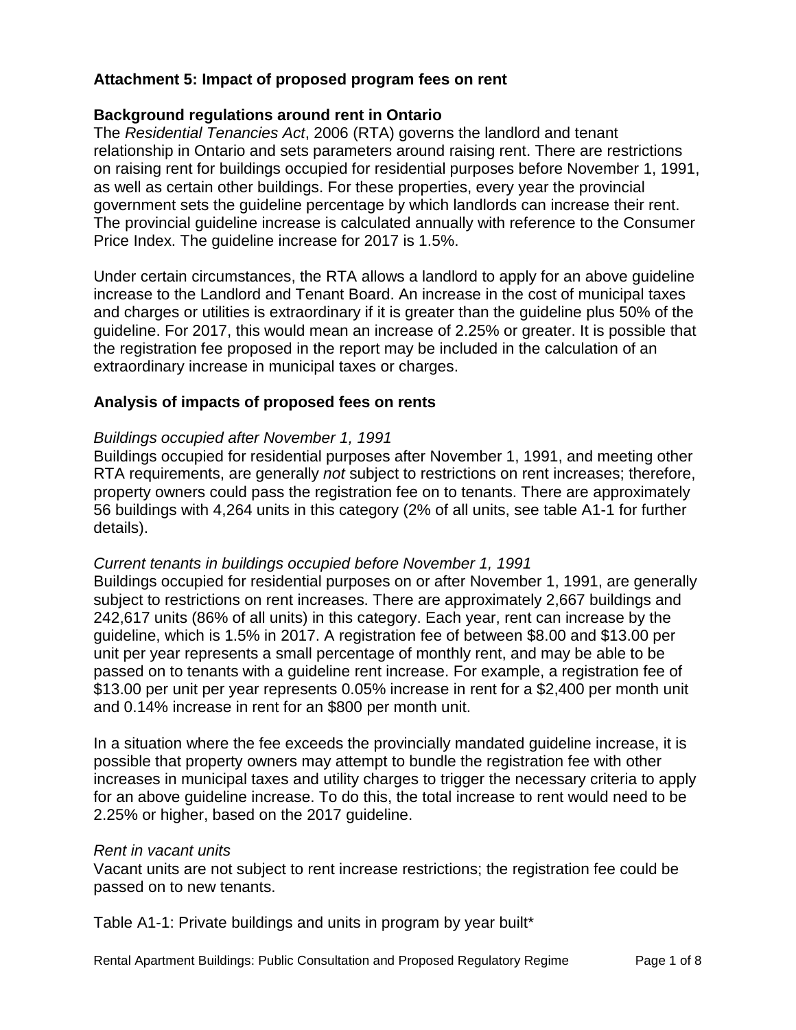**Attachment 5: Impact of proposed program fees on rent**

**Background regulations around rent in Ontario**

The *Residential Tenancies Act*, 2006 (RTA) governs the landlord and tenant relationship in Ontario and sets parameters around raising rent. There are restrictions on raising rent for buildings occupied for residential purposes before November 1, 1991, as well as certain other buildings. For these properties, every year the provincial government sets the guideline percentage by which landlords can increase their rent. The provincial guideline increase is calculated annually with reference to the Consumer Price Index. The guideline increase for 2017 is 1.5%.

Under certain circumstances, the RTA allows a landlord to apply for an above guideline increase to the Landlord and Tenant Board. An increase in the cost of municipal taxes and charges or utilities is extraordinary if it is greater than the guideline plus 50% of the guideline. For 2017, this would mean an increase of 2.25% or greater. It is possible that the registration fee proposed in the report may be included in the calculation of an extraordinary increase in municipal taxes or charges.

**Analysis of impacts of proposed fees on rents**

*Buildings occupied after November 1, 1991*

Buildings occupied for residential purposes after November 1, 1991, and meeting other RTA requirements, are generally *not* subject to restrictions on rent increases; therefore, property owners could pass the registration fee on to tenants. There are approximately 56 buildings with 4,264 units in this category (2% of all units, see table A1-1 for further details).

*Current tenants in buildings occupied before November 1, 1991*

Buildings occupied for residential purposes on or after November 1, 1991, are generally subject to restrictions on rent increases. There are approximately 2,667 buildings and 242,617 units (86% of all units) in this category. Each year, rent can increase by the guideline, which is 1.5% in 2017. A registration fee of between $8.00 and $13.00 per unit per year represents a small percentage of monthly rent, and may be able to be passed on to tenants with a guideline rent increase. For example, a registration fee of $13.00 per unit per year represents 0.05% increase in rent for a $2,400 per month unit and 0.14% increase in rent for an $800 per month unit.

In a situation where the fee exceeds the provincially mandated guideline increase, it is possible that property owners may attempt to bundle the registration fee with other increases in municipal taxes and utility charges to trigger the necessary criteria to apply for an above guideline increase. To do this, the total increase to rent would need to be 2.25% or higher, based on the 2017 guideline.

*Rent in vacant units*

Vacant units are not subject to rent increase restrictions; the registration fee could be passed on to new tenants.

Table A1-1: Private buildings and units in program by year built*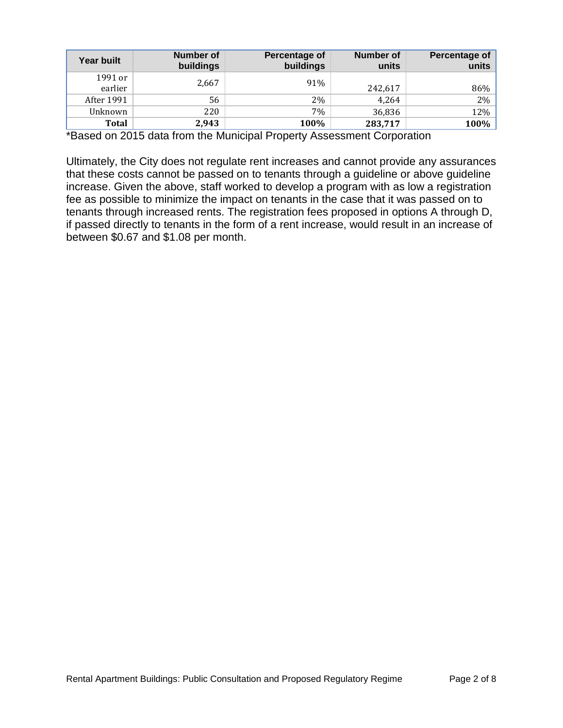| Year built | Number of buildings | Percentage of buildings | Number of units | Percentage of units |
|---|---|---|---|---|
| 1991 or earlier | 2,667 | 91% | 242,617 | 86% |
| After 1991 | 56 | 2% | 4,264 | 2% |
| Unknown | 220 | 7% | 36,836 | 12% |
| **Total** | **2,943** | **100%** | **283,717** | **100%** |

*Based on 2015 data from the Municipal Property Assessment Corporation

Ultimately, the City does not regulate rent increases and cannot provide any assurances that these costs cannot be passed on to tenants through a guideline or above guideline increase. Given the above, staff worked to develop a program with as low a registration fee as possible to minimize the impact on tenants in the case that it was passed on to tenants through increased rents. The registration fees proposed in options A through D, if passed directly to tenants in the form of a rent increase, would result in an increase of between $0.67 and $1.08 per month.